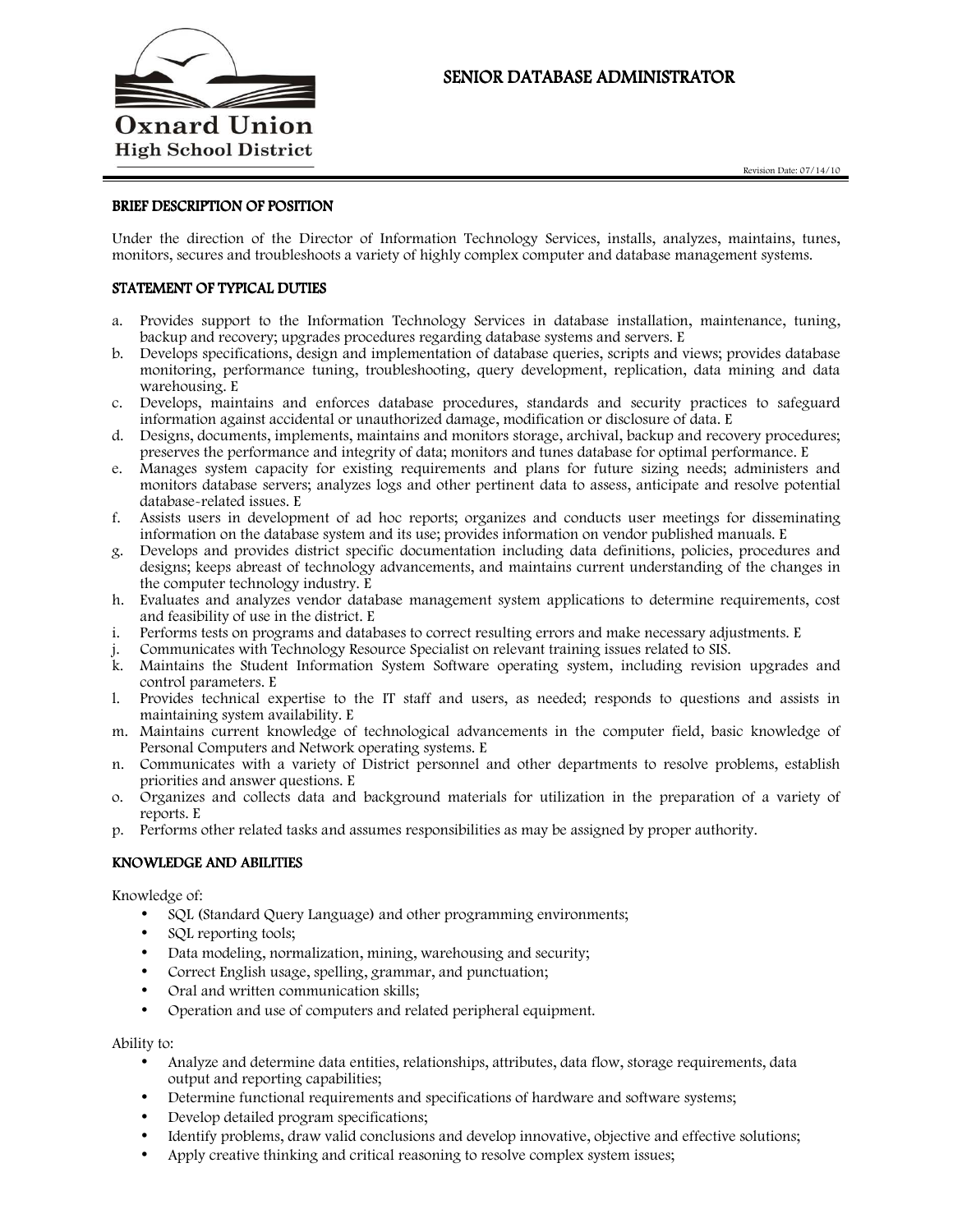Oxnard Union High School District

# SENIOR DATABASE ADMINISTRATOR

Revision Date: 07/14/10

## BRIEF DESCRIPTION OF POSITION

Under the direction of the Director of Information Technology Services, installs, analyzes, maintains, tunes, monitors, secures and troubleshoots a variety of highly complex computer and database management systems.

## STATEMENT OF TYPICAL DUTIES

a. Provides support to the Information Technology Services in database installation, maintenance, tuning, backup and recovery; upgrades procedures regarding database systems and servers. E
b. Develops specifications, design and implementation of database queries, scripts and views; provides database monitoring, performance tuning, troubleshooting, query development, replication, data mining and data warehousing. E
c. Develops, maintains and enforces database procedures, standards and security practices to safeguard information against accidental or unauthorized damage, modification or disclosure of data. E
d. Designs, documents, implements, maintains and monitors storage, archival, backup and recovery procedures; preserves the performance and integrity of data; monitors and tunes database for optimal performance. E
e. Manages system capacity for existing requirements and plans for future sizing needs; administers and monitors database servers; analyzes logs and other pertinent data to assess, anticipate and resolve potential database-related issues. E
f. Assists users in development of ad hoc reports; organizes and conducts user meetings for disseminating information on the database system and its use; provides information on vendor published manuals. E
g. Develops and provides district specific documentation including data definitions, policies, procedures and designs; keeps abreast of technology advancements, and maintains current understanding of the changes in the computer technology industry. E
h. Evaluates and analyzes vendor database management system applications to determine requirements, cost and feasibility of use in the district. E
i. Performs tests on programs and databases to correct resulting errors and make necessary adjustments. E
j. Communicates with Technology Resource Specialist on relevant training issues related to SIS.
k. Maintains the Student Information System Software operating system, including revision upgrades and control parameters. E
l. Provides technical expertise to the IT staff and users, as needed; responds to questions and assists in maintaining system availability. E
m. Maintains current knowledge of technological advancements in the computer field, basic knowledge of Personal Computers and Network operating systems. E
n. Communicates with a variety of District personnel and other departments to resolve problems, establish priorities and answer questions. E
o. Organizes and collects data and background materials for utilization in the preparation of a variety of reports. E
p. Performs other related tasks and assumes responsibilities as may be assigned by proper authority.

## KNOWLEDGE AND ABILITIES

Knowledge of:

- SQL (Standard Query Language) and other programming environments;
- SQL reporting tools;
- Data modeling, normalization, mining, warehousing and security;
- Correct English usage, spelling, grammar, and punctuation;
- Oral and written communication skills;
- Operation and use of computers and related peripheral equipment.

Ability to:

- Analyze and determine data entities, relationships, attributes, data flow, storage requirements, data output and reporting capabilities;
- Determine functional requirements and specifications of hardware and software systems;
- Develop detailed program specifications;
- Identify problems, draw valid conclusions and develop innovative, objective and effective solutions;
- Apply creative thinking and critical reasoning to resolve complex system issues;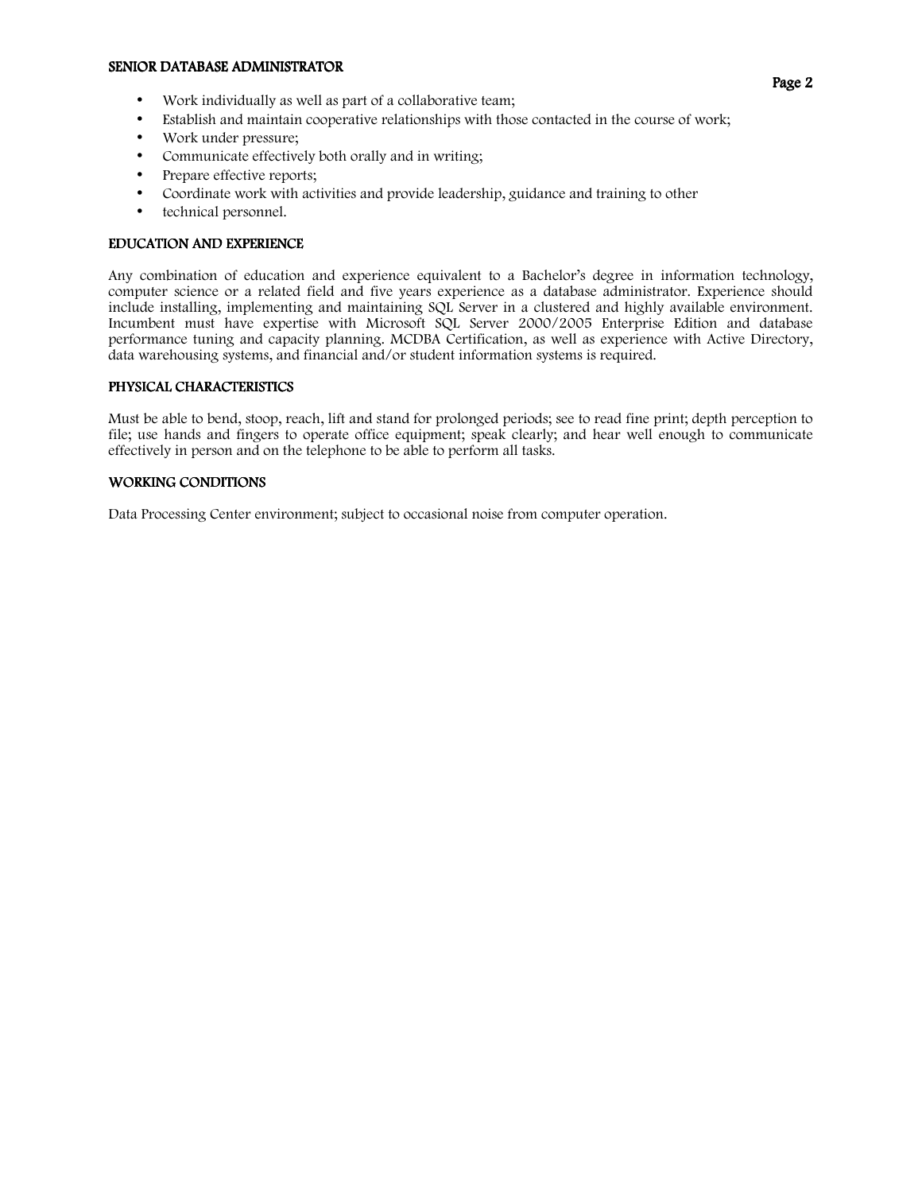- Work individually as well as part of a collaborative team;
- Establish and maintain cooperative relationships with those contacted in the course of work;
- Work under pressure;
- Communicate effectively both orally and in writing;
- Prepare effective reports;
- Coordinate work with activities and provide leadership, guidance and training to other
- technical personnel.

**EDUCATION AND EXPERIENCE**

Any combination of education and experience equivalent to a Bachelor's degree in information technology, computer science or a related field and five years experience as a database administrator. Experience should include installing, implementing and maintaining SQL Server in a clustered and highly available environment. Incumbent must have expertise with Microsoft SQL Server 2000/2005 Enterprise Edition and database performance tuning and capacity planning. MCDBA Certification, as well as experience with Active Directory, data warehousing systems, and financial and/or student information systems is required.

**PHYSICAL CHARACTERISTICS**

Must be able to bend, stoop, reach, lift and stand for prolonged periods; see to read fine print; depth perception to file; use hands and fingers to operate office equipment; speak clearly; and hear well enough to communicate effectively in person and on the telephone to be able to perform all tasks.

**WORKING CONDITIONS**

Data Processing Center environment; subject to occasional noise from computer operation.